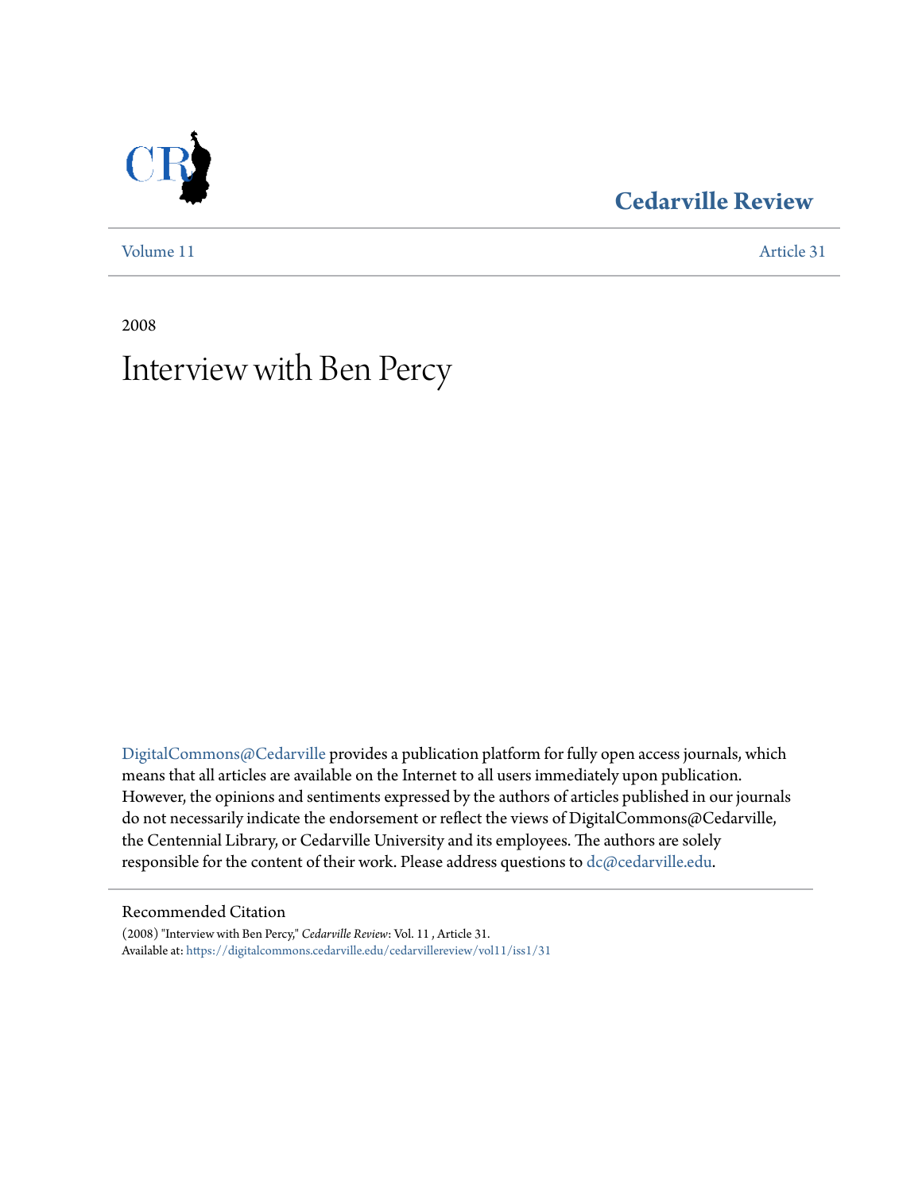Cedarville Review

Volume 11 Article 31

2008

# Interview with Ben Percy

DigitalCommons@Cedarville provides a publication platform for fully open access journals, which means that all articles are available on the Internet to all users immediately upon publication. However, the opinions and sentiments expressed by the authors of articles published in our journals do not necessarily indicate the endorsement or reflect the views of DigitalCommons@Cedarville, the Centennial Library, or Cedarville University and its employees. The authors are solely responsible for the content of their work. Please address questions to dc@cedarville.edu.

Recommended Citation

(2008) "Interview with Ben Percy," *Cedarville Review*: Vol. 11 , Article 31.
Available at: https://digitalcommons.cedarville.edu/cedarvillereview/vol11/iss1/31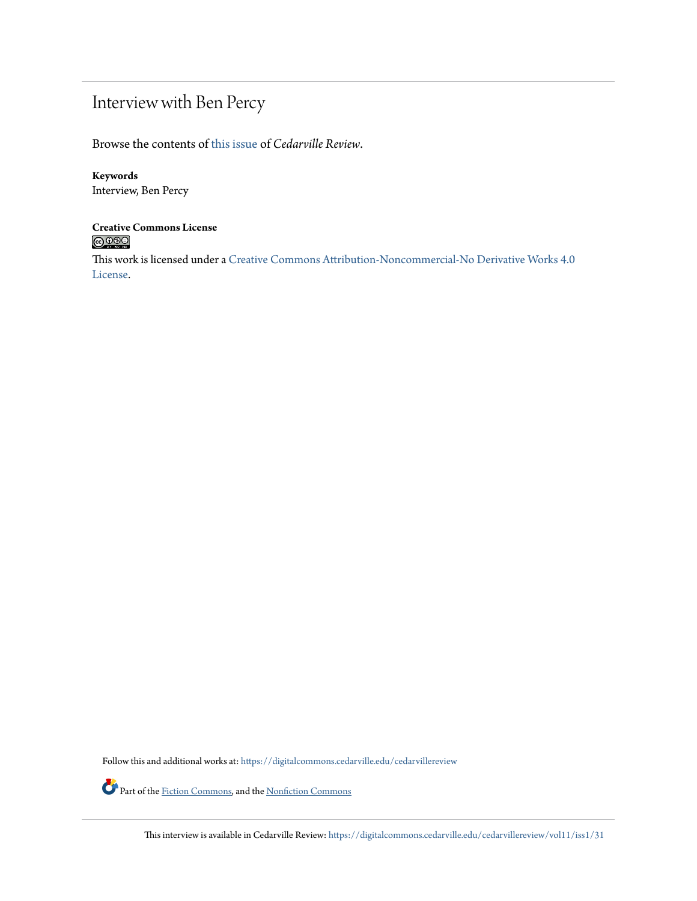# Interview with Ben Percy

Browse the contents of this issue of *Cedarville Review*.

**Keywords**
Interview, Ben Percy

**Creative Commons License**

This work is licensed under a Creative Commons Attribution-Noncommercial-No Derivative Works 4.0 License.

Follow this and additional works at: https://digitalcommons.cedarville.edu/cedarvillereview

Part of the Fiction Commons, and the Nonfiction Commons

This interview is available in Cedarville Review: https://digitalcommons.cedarville.edu/cedarvillereview/vol11/iss1/31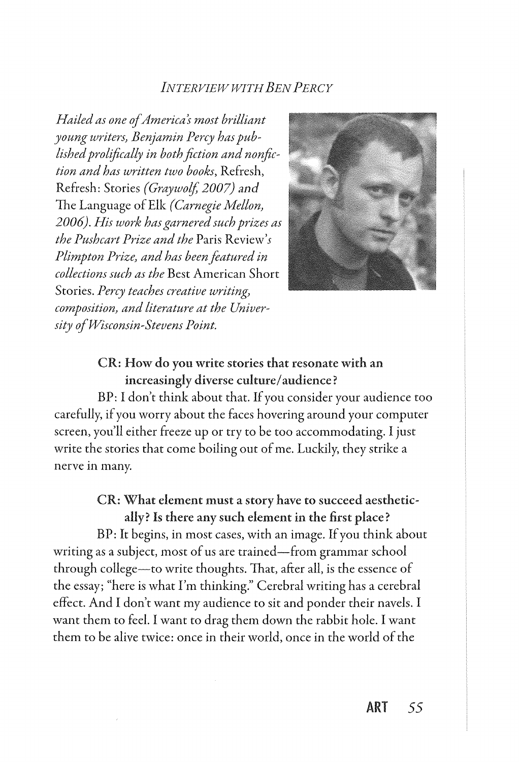## *Interview with Ben Percy*

*Hailed as one of America's most brilliant young writers, Benjamin Percy has published prolifically in both fiction and nonfiction and has written two books,* Refresh, Refresh: Stories *(Graywolf, 2007) and* The Language of Elk *(Carnegie Mellon, 2006). His work has garnered such prizes as the Pushcart Prize and the* Paris Review*'s Plimpton Prize, and has been featured in collections such as the* Best American Short Stories. *Percy teaches creative writing, composition, and literature at the University of Wisconsin-Stevens Point.*

**CR: How do you write stories that resonate with an increasingly diverse culture/audience?**

BP: I don't think about that. If you consider your audience too carefully, if you worry about the faces hovering around your computer screen, you'll either freeze up or try to be too accommodating. I just write the stories that come boiling out of me. Luckily, they strike a nerve in many.

**CR: What element must a story have to succeed aesthetically? Is there any such element in the first place?**

BP: It begins, in most cases, with an image. If you think about writing as a subject, most of us are trained—from grammar school through college—to write thoughts. That, after all, is the essence of the essay; "here is what I'm thinking." Cerebral writing has a cerebral effect. And I don't want my audience to sit and ponder their navels. I want them to feel. I want to drag them down the rabbit hole. I want them to be alive twice: once in their world, once in the world of the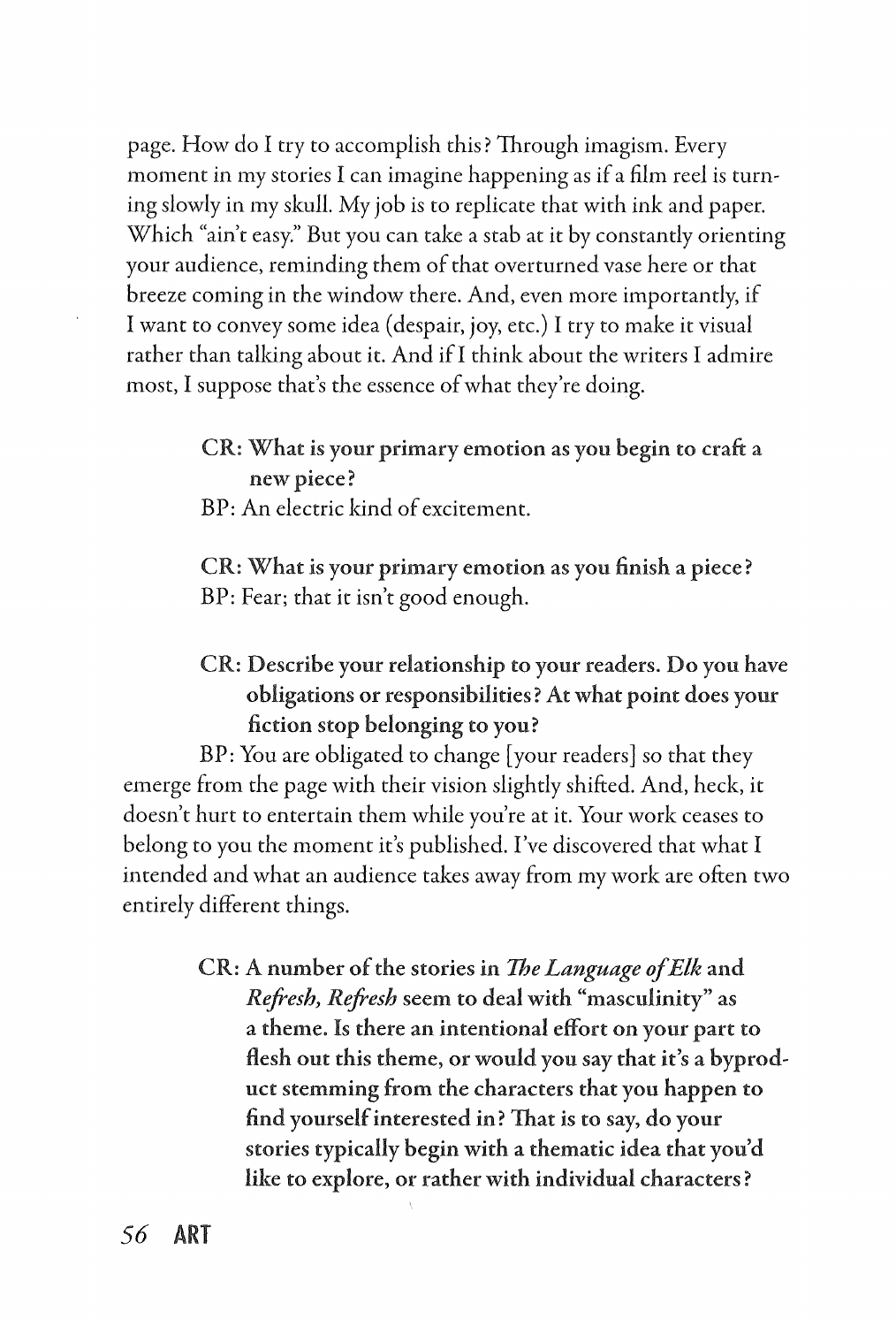page. How do I try to accomplish this? Through imagism. Every moment in my stories I can imagine happening as if a film reel is turning slowly in my skull. My job is to replicate that with ink and paper. Which "ain't easy." But you can take a stab at it by constantly orienting your audience, reminding them of that overturned vase here or that breeze coming in the window there. And, even more importantly, if I want to convey some idea (despair, joy, etc.) I try to make it visual rather than talking about it. And if I think about the writers I admire most, I suppose that's the essence of what they're doing.

**CR: What is your primary emotion as you begin to craft a new piece?**

BP: An electric kind of excitement.

**CR: What is your primary emotion as you finish a piece?**

BP: Fear; that it isn't good enough.

**CR: Describe your relationship to your readers. Do you have obligations or responsibilities? At what point does your fiction stop belonging to you?**

BP: You are obligated to change [your readers] so that they emerge from the page with their vision slightly shifted. And, heck, it doesn't hurt to entertain them while you're at it. Your work ceases to belong to you the moment it's published. I've discovered that what I intended and what an audience takes away from my work are often two entirely different things.

**CR: A number of the stories in *The Language of Elk* and *Refresh, Refresh* seem to deal with "masculinity" as a theme. Is there an intentional effort on your part to flesh out this theme, or would you say that it's a byproduct stemming from the characters that you happen to find yourself interested in? That is to say, do your stories typically begin with a thematic idea that you'd like to explore, or rather with individual characters?**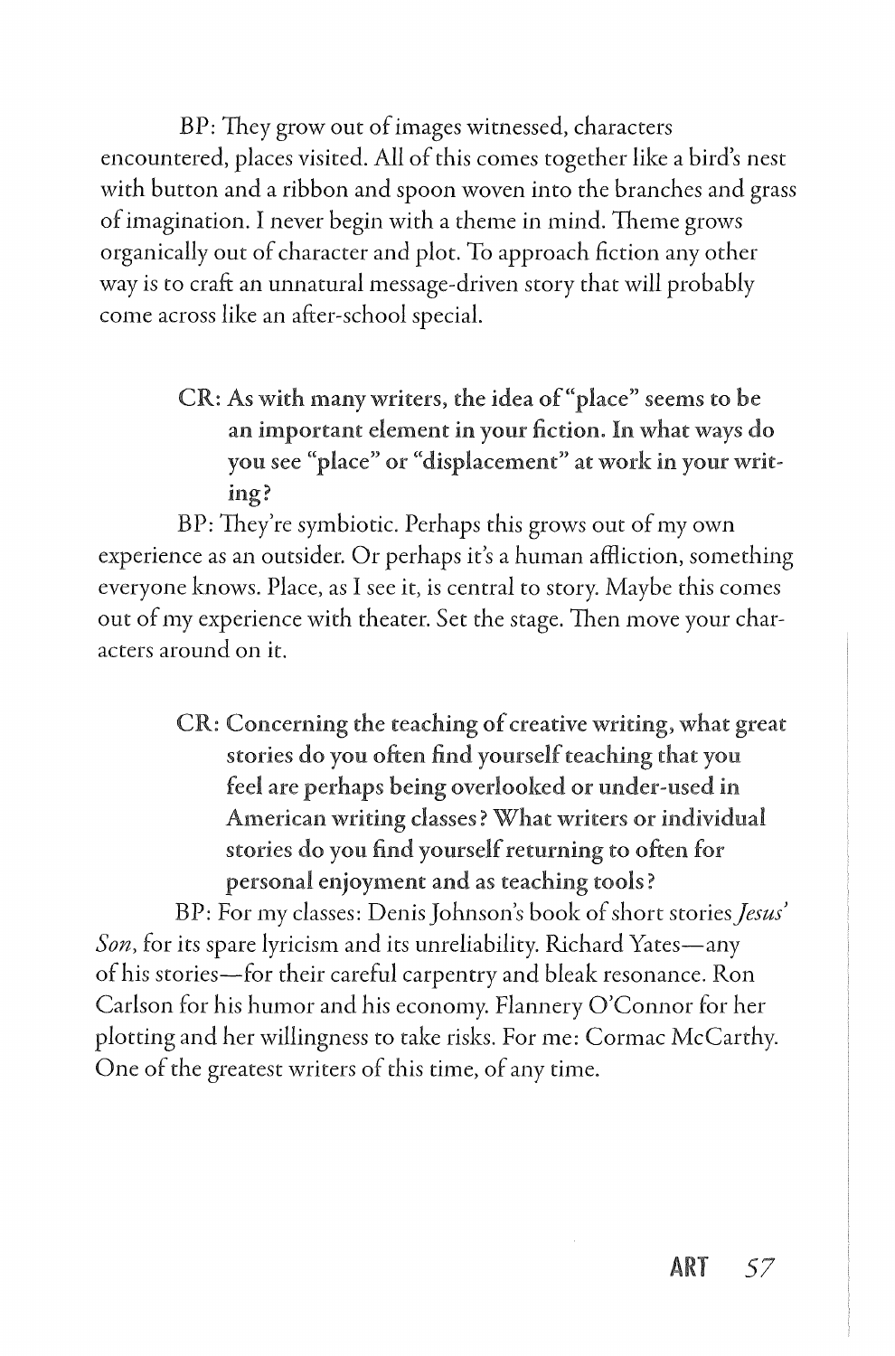BP: They grow out of images witnessed, characters encountered, places visited. All of this comes together like a bird's nest with button and a ribbon and spoon woven into the branches and grass of imagination. I never begin with a theme in mind. Theme grows organically out of character and plot. To approach fiction any other way is to craft an unnatural message-driven story that will probably come across like an after-school special.

> **CR: As with many writers, the idea of "place" seems to be an important element in your fiction. In what ways do you see "place" or "displacement" at work in your writing?**

BP: They're symbiotic. Perhaps this grows out of my own experience as an outsider. Or perhaps it's a human affliction, something everyone knows. Place, as I see it, is central to story. Maybe this comes out of my experience with theater. Set the stage. Then move your characters around on it.

> **CR: Concerning the teaching of creative writing, what great stories do you often find yourself teaching that you feel are perhaps being overlooked or under-used in American writing classes? What writers or individual stories do you find yourself returning to often for personal enjoyment and as teaching tools?**

BP: For my classes: Denis Johnson's book of short stories *Jesus' Son*, for its spare lyricism and its unreliability. Richard Yates—any of his stories—for their careful carpentry and bleak resonance. Ron Carlson for his humor and his economy. Flannery O'Connor for her plotting and her willingness to take risks. For me: Cormac McCarthy. One of the greatest writers of this time, of any time.